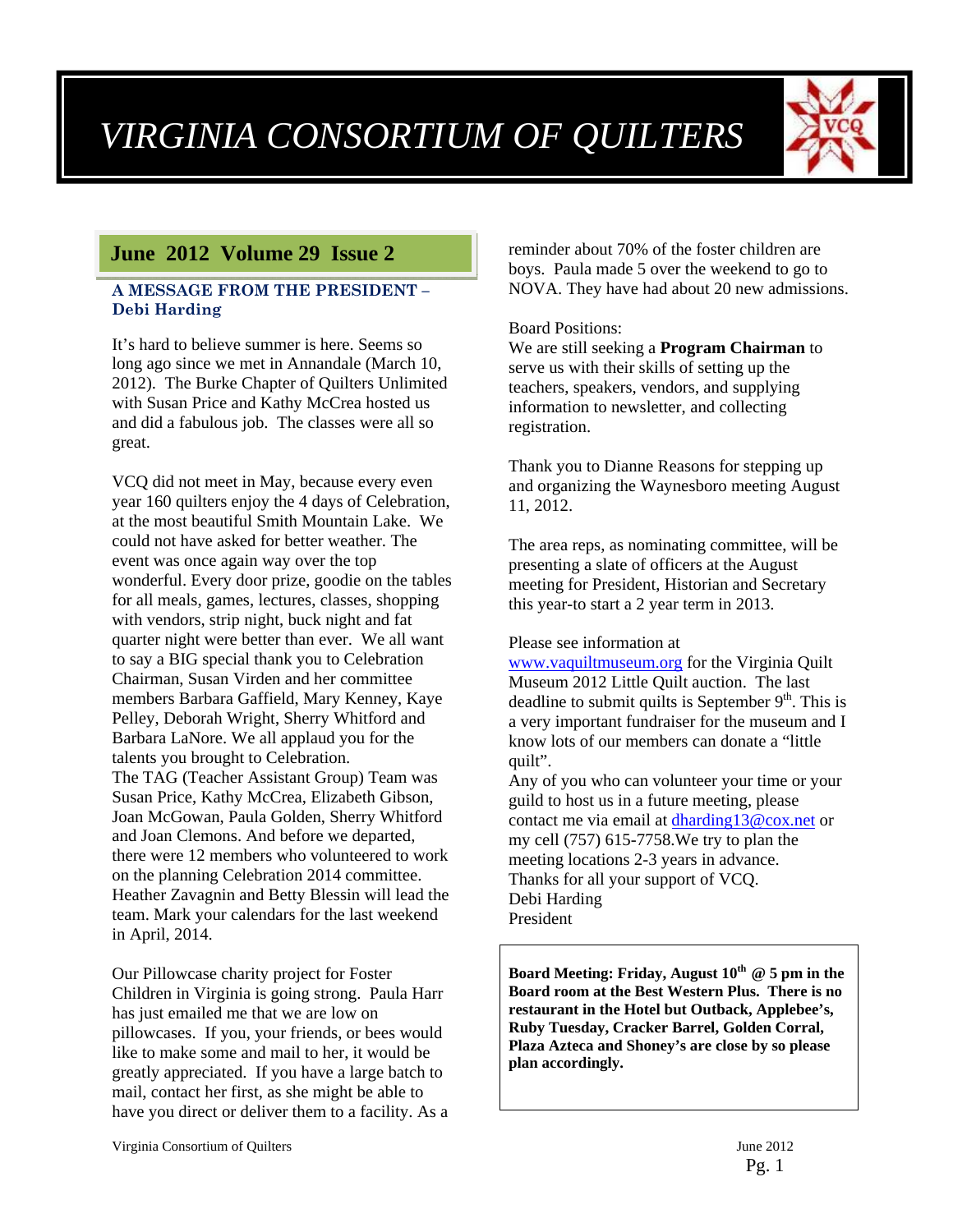# VIRGINIA CONSORTIUM OF QUILTERS

## June 2012 Volume 29 Issue 2

### A MESSAGE FROM THE PRESIDENT – Debi Harding

It's hard to believe summer is here. Seems so long ago since we met in Annandale (March 10, 2012). The Burke Chapter of Quilters Unlimited with Susan Price and Kathy McCrea hosted us and did a fabulous job. The classes were all so great.

VCQ did not meet in May, because every even year 160 quilters enjoy the 4 days of Celebration, at the most beautiful Smith Mountain Lake. We could not have asked for better weather. The event was once again way over the top wonderful. Every door prize, goodie on the tables for all meals, games, lectures, classes, shopping with vendors, strip night, buck night and fat quarter night were better than ever. We all want to say a BIG special thank you to Celebration Chairman, Susan Virden and her committee members Barbara Gaffield, Mary Kenney, Kaye Pelley, Deborah Wright, Sherry Whitford and Barbara LaNore. We all applaud you for the talents you brought to Celebration.
The TAG (Teacher Assistant Group) Team was Susan Price, Kathy McCrea, Elizabeth Gibson, Joan McGowan, Paula Golden, Sherry Whitford and Joan Clemons. And before we departed, there were 12 members who volunteered to work on the planning Celebration 2014 committee. Heather Zavagnin and Betty Blessin will lead the team. Mark your calendars for the last weekend in April, 2014.

Our Pillowcase charity project for Foster Children in Virginia is going strong. Paula Harr has just emailed me that we are low on pillowcases. If you, your friends, or bees would like to make some and mail to her, it would be greatly appreciated. If you have a large batch to mail, contact her first, as she might be able to have you direct or deliver them to a facility. As a reminder about 70% of the foster children are boys. Paula made 5 over the weekend to go to NOVA. They have had about 20 new admissions.

Board Positions:
We are still seeking a **Program Chairman** to serve us with their skills of setting up the teachers, speakers, vendors, and supplying information to newsletter, and collecting registration.

Thank you to Dianne Reasons for stepping up and organizing the Waynesboro meeting August 11, 2012.

The area reps, as nominating committee, will be presenting a slate of officers at the August meeting for President, Historian and Secretary this year-to start a 2 year term in 2013.

Please see information at www.vaquiltmuseum.org for the Virginia Quilt Museum 2012 Little Quilt auction. The last deadline to submit quilts is September 9th. This is a very important fundraiser for the museum and I know lots of our members can donate a "little quilt".
Any of you who can volunteer your time or your guild to host us in a future meeting, please contact me via email at dharding13@cox.net or my cell (757) 615-7758.We try to plan the meeting locations 2-3 years in advance.
Thanks for all your support of VCQ.
Debi Harding
President

**Board Meeting: Friday, August 10th @ 5 pm in the Board room at the Best Western Plus. There is no restaurant in the Hotel but Outback, Applebee's, Ruby Tuesday, Cracker Barrel, Golden Corral, Plaza Azteca and Shoney's are close by so please plan accordingly.**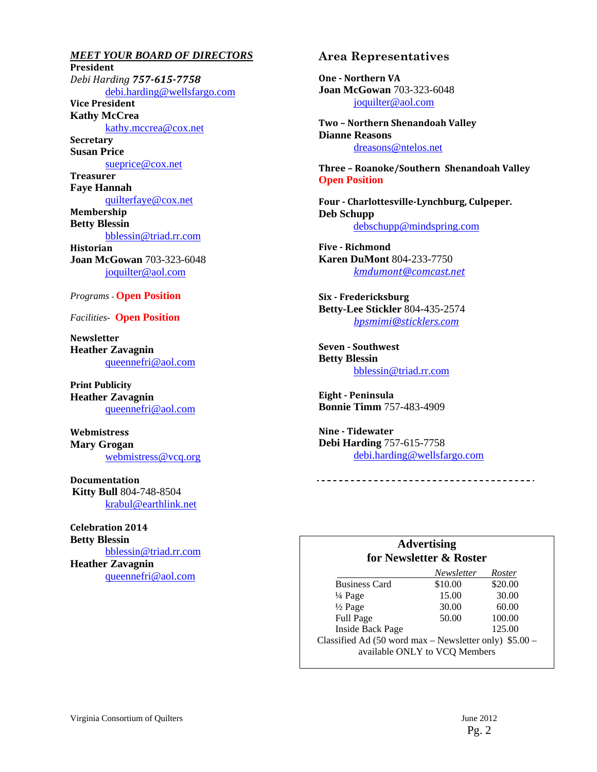## *MEET YOUR BOARD OF DIRECTORS*

**President**
*Debi Harding* ***757-615-7758***
debi.harding@wellsfargo.com

**Vice President**
**Kathy McCrea**
kathy.mccrea@cox.net

**Secretary**
**Susan Price**
sueprice@cox.net

**Treasurer**
**Faye Hannah**
quilterfaye@cox.net

**Membership**
**Betty Blessin**
bblessin@triad.rr.com

**Historian**
**Joan McGowan** 703-323-6048
joquilter@aol.com

*Programs* - **Open Position**

*Facilities*- **Open Position**

**Newsletter**
**Heather Zavagnin**
queennefri@aol.com

**Print Publicity**
**Heather Zavagnin**
queennefri@aol.com

**Webmistress**
**Mary Grogan**
webmistress@vcq.org

**Documentation**
**Kitty Bull** 804-748-8504
krabul@earthlink.net

**Celebration 2014**
**Betty Blessin**
bblessin@triad.rr.com
**Heather Zavagnin**
queennefri@aol.com

## Area Representatives

**One - Northern VA**
**Joan McGowan** 703-323-6048
joquilter@aol.com

**Two – Northern Shenandoah Valley**
**Dianne Reasons**
dreasons@ntelos.net

**Three – Roanoke/Southern Shenandoah Valley**
**Open Position**

**Four - Charlottesville-Lynchburg, Culpeper.**
**Deb Schupp**
debschupp@mindspring.com

**Five - Richmond**
**Karen DuMont** 804-233-7750
*kmdumont@comcast.net*

**Six - Fredericksburg**
**Betty-Lee Stickler** 804-435-2574
*bpsmimi@sticklers.com*

**Seven - Southwest**
**Betty Blessin**
bblessin@triad.rr.com

**Eight - Peninsula**
**Bonnie Timm** 757-483-4909

**Nine - Tidewater**
**Debi Harding** 757-615-7758
debi.harding@wellsfargo.com

---

### Advertising for Newsletter & Roster

| | *Newsletter* | *Roster* |
|---|---|---|
| Business Card | $10.00 | $20.00 |
| ¼ Page | 15.00 | 30.00 |
| ½ Page | 30.00 | 60.00 |
| Full Page | 50.00 | 100.00 |
| Inside Back Page | | 125.00 |

Classified Ad (50 word max – Newsletter only) $5.00 – available ONLY to VCQ Members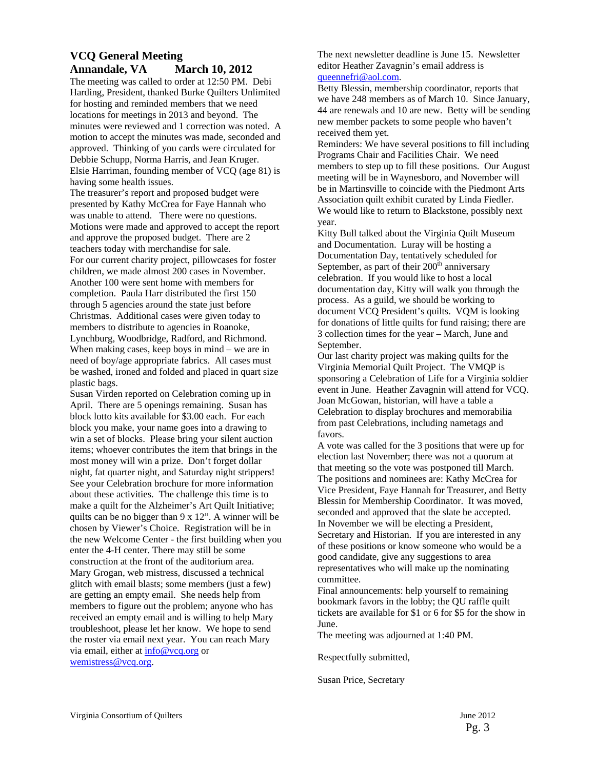## VCQ General Meeting

## Annandale, VA March 10, 2012

The meeting was called to order at 12:50 PM. Debi Harding, President, thanked Burke Quilters Unlimited for hosting and reminded members that we need locations for meetings in 2013 and beyond. The minutes were reviewed and 1 correction was noted. A motion to accept the minutes was made, seconded and approved. Thinking of you cards were circulated for Debbie Schupp, Norma Harris, and Jean Kruger. Elsie Harriman, founding member of VCQ (age 81) is having some health issues.

The treasurer's report and proposed budget were presented by Kathy McCrea for Faye Hannah who was unable to attend. There were no questions. Motions were made and approved to accept the report and approve the proposed budget. There are 2 teachers today with merchandise for sale.

For our current charity project, pillowcases for foster children, we made almost 200 cases in November. Another 100 were sent home with members for completion. Paula Harr distributed the first 150 through 5 agencies around the state just before Christmas. Additional cases were given today to members to distribute to agencies in Roanoke, Lynchburg, Woodbridge, Radford, and Richmond. When making cases, keep boys in mind – we are in need of boy/age appropriate fabrics. All cases must be washed, ironed and folded and placed in quart size plastic bags.

Susan Virden reported on Celebration coming up in April. There are 5 openings remaining. Susan has block lotto kits available for $3.00 each. For each block you make, your name goes into a drawing to win a set of blocks. Please bring your silent auction items; whoever contributes the item that brings in the most money will win a prize. Don't forget dollar night, fat quarter night, and Saturday night strippers! See your Celebration brochure for more information about these activities. The challenge this time is to make a quilt for the Alzheimer's Art Quilt Initiative; quilts can be no bigger than 9 x 12". A winner will be chosen by Viewer's Choice. Registration will be in the new Welcome Center - the first building when you enter the 4-H center. There may still be some construction at the front of the auditorium area.

Mary Grogan, web mistress, discussed a technical glitch with email blasts; some members (just a few) are getting an empty email. She needs help from members to figure out the problem; anyone who has received an empty email and is willing to help Mary troubleshoot, please let her know. We hope to send the roster via email next year. You can reach Mary via email, either at info@vcq.org or wemistress@vcq.org.

The next newsletter deadline is June 15. Newsletter editor Heather Zavagnin's email address is queennefri@aol.com.

Betty Blessin, membership coordinator, reports that we have 248 members as of March 10. Since January, 44 are renewals and 10 are new. Betty will be sending new member packets to some people who haven't received them yet.

Reminders: We have several positions to fill including Programs Chair and Facilities Chair. We need members to step up to fill these positions. Our August meeting will be in Waynesboro, and November will be in Martinsville to coincide with the Piedmont Arts Association quilt exhibit curated by Linda Fiedler. We would like to return to Blackstone, possibly next year.

Kitty Bull talked about the Virginia Quilt Museum and Documentation. Luray will be hosting a Documentation Day, tentatively scheduled for September, as part of their 200th anniversary celebration. If you would like to host a local documentation day, Kitty will walk you through the process. As a guild, we should be working to document VCQ President's quilts. VQM is looking for donations of little quilts for fund raising; there are 3 collection times for the year – March, June and September.

Our last charity project was making quilts for the Virginia Memorial Quilt Project. The VMQP is sponsoring a Celebration of Life for a Virginia soldier event in June. Heather Zavagnin will attend for VCQ. Joan McGowan, historian, will have a table a Celebration to display brochures and memorabilia from past Celebrations, including nametags and favors.

A vote was called for the 3 positions that were up for election last November; there was not a quorum at that meeting so the vote was postponed till March. The positions and nominees are: Kathy McCrea for Vice President, Faye Hannah for Treasurer, and Betty Blessin for Membership Coordinator. It was moved, seconded and approved that the slate be accepted.

In November we will be electing a President, Secretary and Historian. If you are interested in any of these positions or know someone who would be a good candidate, give any suggestions to area representatives who will make up the nominating committee.

Final announcements: help yourself to remaining bookmark favors in the lobby; the QU raffle quilt tickets are available for $1 or 6 for $5 for the show in June.

The meeting was adjourned at 1:40 PM.

Respectfully submitted,

Susan Price, Secretary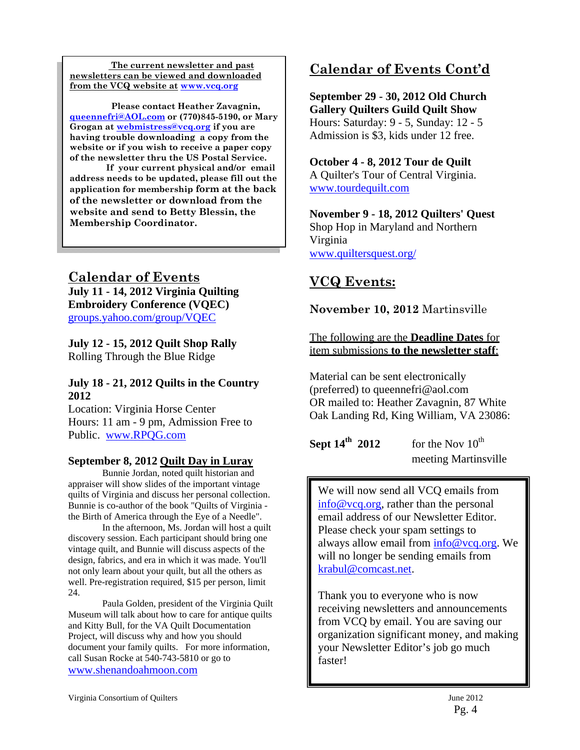**The current newsletter and past newsletters can be viewed and downloaded from the VCQ website at www.vcq.org**

**Please contact Heather Zavagnin, queennefri@AOL.com or (770)845-5190, or Mary Grogan at webmistress@vcq.org if you are having trouble downloading a copy from the website or if you wish to receive a paper copy of the newsletter thru the US Postal Service.**

**If your current physical and/or email address needs to be updated, please fill out the application for membership form at the back of the newsletter or download from the website and send to Betty Blessin, the Membership Coordinator.**

## Calendar of Events

**July 11 - 14, 2012 Virginia Quilting Embroidery Conference (VQEC)**
groups.yahoo.com/group/VQEC

**July 12 - 15, 2012 Quilt Shop Rally**
Rolling Through the Blue Ridge

**July 18 - 21, 2012 Quilts in the Country 2012**
Location: Virginia Horse Center
Hours: 11 am - 9 pm, Admission Free to Public. www.RPQG.com

**September 8, 2012 Quilt Day in Luray**

Bunnie Jordan, noted quilt historian and appraiser will show slides of the important vintage quilts of Virginia and discuss her personal collection. Bunnie is co-author of the book "Quilts of Virginia - the Birth of America through the Eye of a Needle".

In the afternoon, Ms. Jordan will host a quilt discovery session. Each participant should bring one vintage quilt, and Bunnie will discuss aspects of the design, fabrics, and era in which it was made. You'll not only learn about your quilt, but all the others as well. Pre-registration required, $15 per person, limit 24.

Paula Golden, president of the Virginia Quilt Museum will talk about how to care for antique quilts and Kitty Bull, for the VA Quilt Documentation Project, will discuss why and how you should document your family quilts. For more information, call Susan Rocke at 540-743-5810 or go to www.shenandoahmoon.com

## Calendar of Events Cont'd

**September 29 - 30, 2012 Old Church Gallery Quilters Guild Quilt Show**
Hours: Saturday: 9 - 5, Sunday: 12 - 5
Admission is $3, kids under 12 free.

**October 4 - 8, 2012 Tour de Quilt**
A Quilter's Tour of Central Virginia.
www.tourdequilt.com

**November 9 - 18, 2012 Quilters' Quest**
Shop Hop in Maryland and Northern Virginia
www.quiltersquest.org/

## VCQ Events:

**November 10, 2012** Martinsville

The following are the **Deadline Dates** for item submissions **to the newsletter staff**:

Material can be sent electronically (preferred) to queennefri@aol.com
OR mailed to: Heather Zavagnin, 87 White Oak Landing Rd, King William, VA 23086:

**Sept 14th 2012** — for the Nov 10th meeting Martinsville

We will now send all VCQ emails from info@vcq.org, rather than the personal email address of our Newsletter Editor. Please check your spam settings to always allow email from info@vcq.org. We will no longer be sending emails from krabul@comcast.net.

Thank you to everyone who is now receiving newsletters and announcements from VCQ by email. You are saving our organization significant money, and making your Newsletter Editor's job go much faster!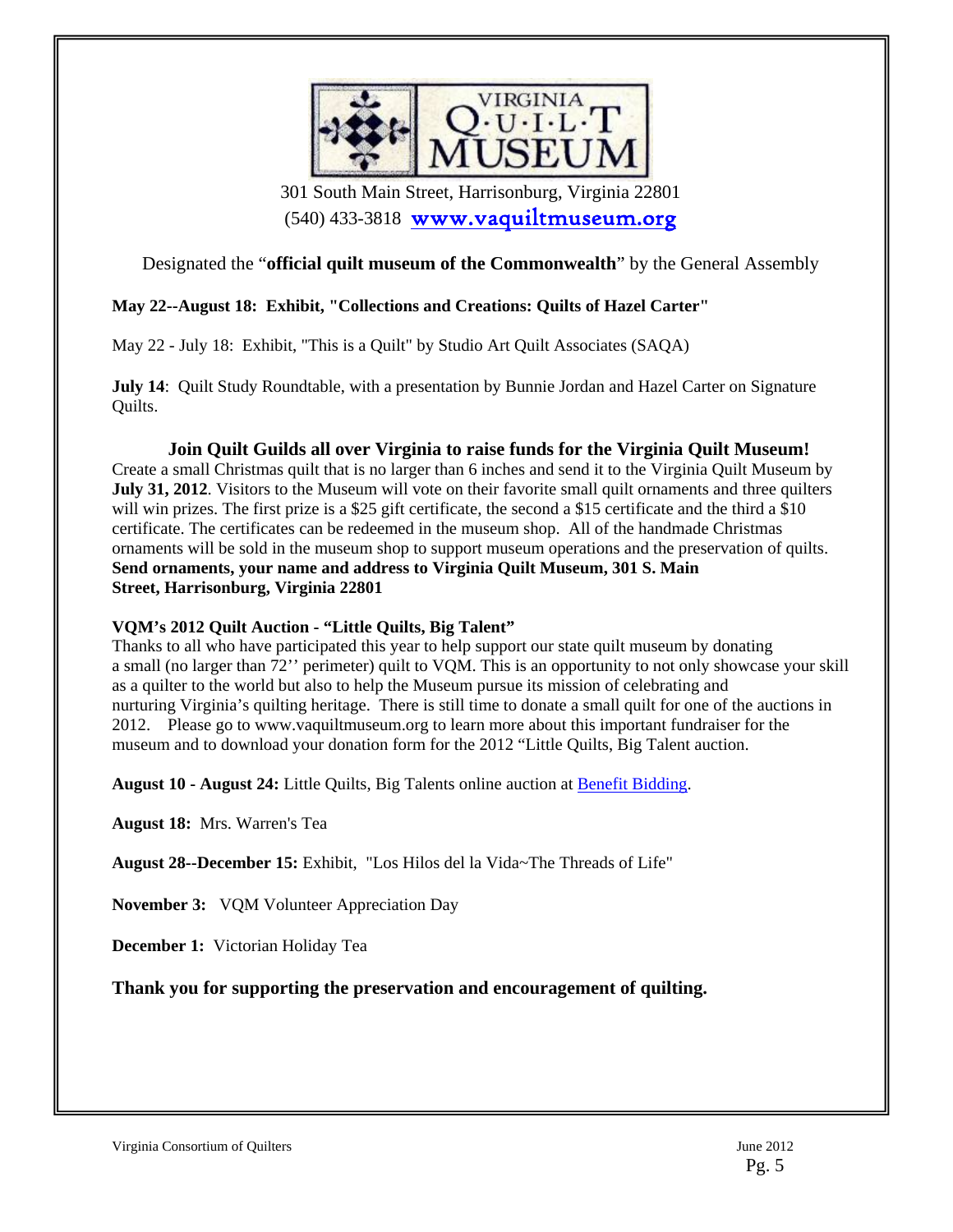# VIRGINIA QUILT MUSEUM

301 South Main Street, Harrisonburg, Virginia 22801
(540) 433-3818 [www.vaquiltmuseum.org](http://www.vaquiltmuseum.org)

Designated the "**official quilt museum of the Commonwealth**" by the General Assembly

**May 22--August 18: Exhibit, "Collections and Creations: Quilts of Hazel Carter"**

May 22 - July 18: Exhibit, "This is a Quilt" by Studio Art Quilt Associates (SAQA)

**July 14**: Quilt Study Roundtable, with a presentation by Bunnie Jordan and Hazel Carter on Signature Quilts.

### Join Quilt Guilds all over Virginia to raise funds for the Virginia Quilt Museum!

Create a small Christmas quilt that is no larger than 6 inches and send it to the Virginia Quilt Museum by **July 31, 2012**. Visitors to the Museum will vote on their favorite small quilt ornaments and three quilters will win prizes. The first prize is a $25 gift certificate, the second a $15 certificate and the third a $10 certificate. The certificates can be redeemed in the museum shop. All of the handmade Christmas ornaments will be sold in the museum shop to support museum operations and the preservation of quilts. **Send ornaments, your name and address to Virginia Quilt Museum, 301 S. Main Street, Harrisonburg, Virginia 22801**

**VQM's 2012 Quilt Auction - "Little Quilts, Big Talent"**

Thanks to all who have participated this year to help support our state quilt museum by donating a small (no larger than 72'' perimeter) quilt to VQM. This is an opportunity to not only showcase your skill as a quilter to the world but also to help the Museum pursue its mission of celebrating and nurturing Virginia's quilting heritage. There is still time to donate a small quilt for one of the auctions in 2012. Please go to www.vaquiltmuseum.org to learn more about this important fundraiser for the museum and to download your donation form for the 2012 "Little Quilts, Big Talent auction.

**August 10 - August 24:** Little Quilts, Big Talents online auction at Benefit Bidding.

**August 18:** Mrs. Warren's Tea

**August 28--December 15:** Exhibit, "Los Hilos del la Vida~The Threads of Life"

**November 3:** VQM Volunteer Appreciation Day

**December 1:** Victorian Holiday Tea

**Thank you for supporting the preservation and encouragement of quilting.**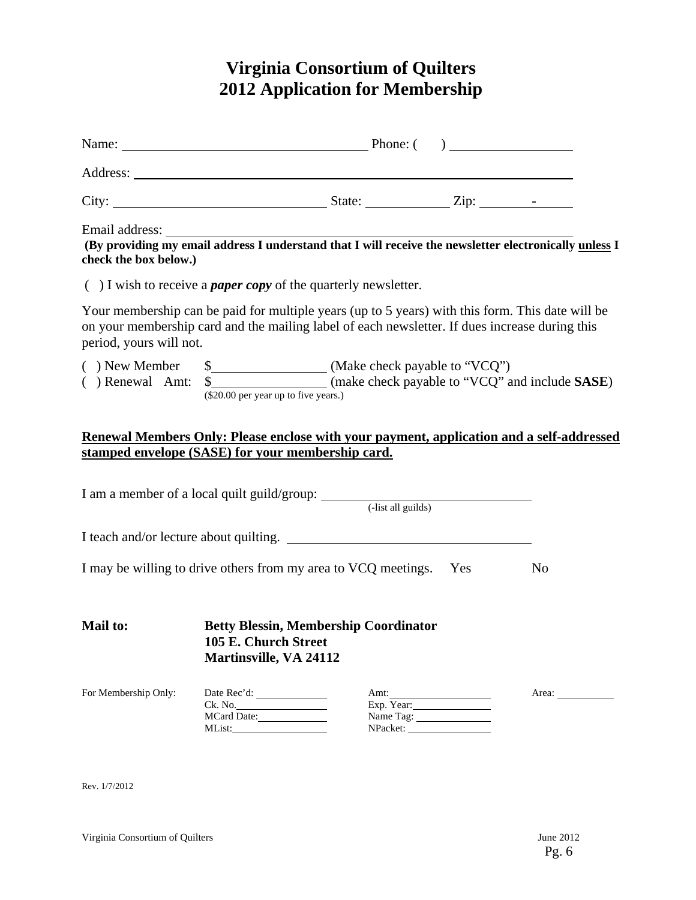# Virginia Consortium of Quilters
# 2012 Application for Membership

Name: ____________________________________ Phone: (     ) __________________

Address: ____________________________________________________________

City: ______________________________ State: ____________ Zip: ________-______

Email address: ____________________________________________________________

**(By providing my email address I understand that I will receive the newsletter electronically unless I check the box below.)**

(  ) I wish to receive a ***paper copy*** of the quarterly newsletter.

Your membership can be paid for multiple years (up to 5 years) with this form. This date will be on your membership card and the mailing label of each newsletter. If dues increase during this period, yours will not.

(  ) New Member $_________________ (Make check payable to "VCQ")
(  ) Renewal Amt: $_________________ (make check payable to "VCQ" and include **SASE**)
($20.00 per year up to five years.)

**Renewal Members Only: Please enclose with your payment, application and a self-addressed stamped envelope (SASE) for your membership card.**

I am a member of a local quilt guild/group: ________________________________
(-list all guilds)

I teach and/or lecture about quilting. ____________________________________

I may be willing to drive others from my area to VCQ meetings. Yes No

**Mail to:** **Betty Blessin, Membership Coordinator**
**105 E. Church Street**
**Martinsville, VA 24112**

| For Membership Only: | Date Rec'd: ______ | Amt: ______ | Area: ______ |
|---|---|---|---|
| | Ck. No. ______ | Exp. Year: ______ | |
| | MCard Date: ______ | Name Tag: ______ | |
| | MList: ______ | NPacket: ______ | |

Rev. 1/7/2012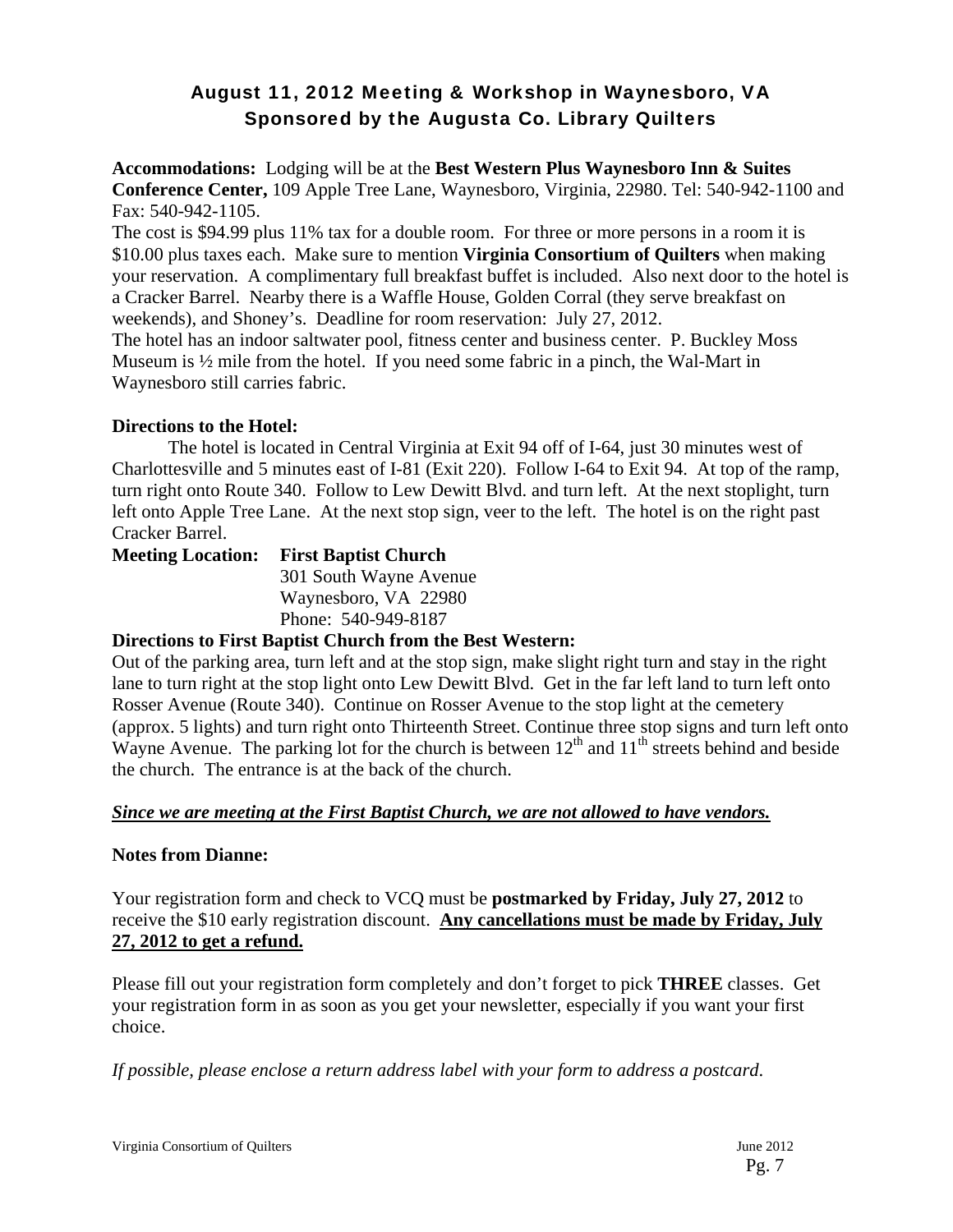## August 11, 2012 Meeting & Workshop in Waynesboro, VA
## Sponsored by the Augusta Co. Library Quilters

**Accommodations:** Lodging will be at the **Best Western Plus Waynesboro Inn & Suites Conference Center,** 109 Apple Tree Lane, Waynesboro, Virginia, 22980. Tel: 540-942-1100 and Fax: 540-942-1105.

The cost is $94.99 plus 11% tax for a double room. For three or more persons in a room it is $10.00 plus taxes each. Make sure to mention **Virginia Consortium of Quilters** when making your reservation. A complimentary full breakfast buffet is included. Also next door to the hotel is a Cracker Barrel. Nearby there is a Waffle House, Golden Corral (they serve breakfast on weekends), and Shoney's. Deadline for room reservation: July 27, 2012.

The hotel has an indoor saltwater pool, fitness center and business center. P. Buckley Moss Museum is ½ mile from the hotel. If you need some fabric in a pinch, the Wal-Mart in Waynesboro still carries fabric.

**Directions to the Hotel:**

The hotel is located in Central Virginia at Exit 94 off of I-64, just 30 minutes west of Charlottesville and 5 minutes east of I-81 (Exit 220). Follow I-64 to Exit 94. At top of the ramp, turn right onto Route 340. Follow to Lew Dewitt Blvd. and turn left. At the next stoplight, turn left onto Apple Tree Lane. At the next stop sign, veer to the left. The hotel is on the right past Cracker Barrel.

**Meeting Location:** **First Baptist Church**
301 South Wayne Avenue
Waynesboro, VA 22980
Phone: 540-949-8187

**Directions to First Baptist Church from the Best Western:**

Out of the parking area, turn left and at the stop sign, make slight right turn and stay in the right lane to turn right at the stop light onto Lew Dewitt Blvd. Get in the far left land to turn left onto Rosser Avenue (Route 340). Continue on Rosser Avenue to the stop light at the cemetery (approx. 5 lights) and turn right onto Thirteenth Street. Continue three stop signs and turn left onto Wayne Avenue. The parking lot for the church is between 12th and 11th streets behind and beside the church. The entrance is at the back of the church.

***Since we are meeting at the First Baptist Church, we are not allowed to have vendors.***

**Notes from Dianne:**

Your registration form and check to VCQ must be **postmarked by Friday, July 27, 2012** to receive the $10 early registration discount. **Any cancellations must be made by Friday, July 27, 2012 to get a refund.**

Please fill out your registration form completely and don't forget to pick **THREE** classes. Get your registration form in as soon as you get your newsletter, especially if you want your first choice.

*If possible, please enclose a return address label with your form to address a postcard.*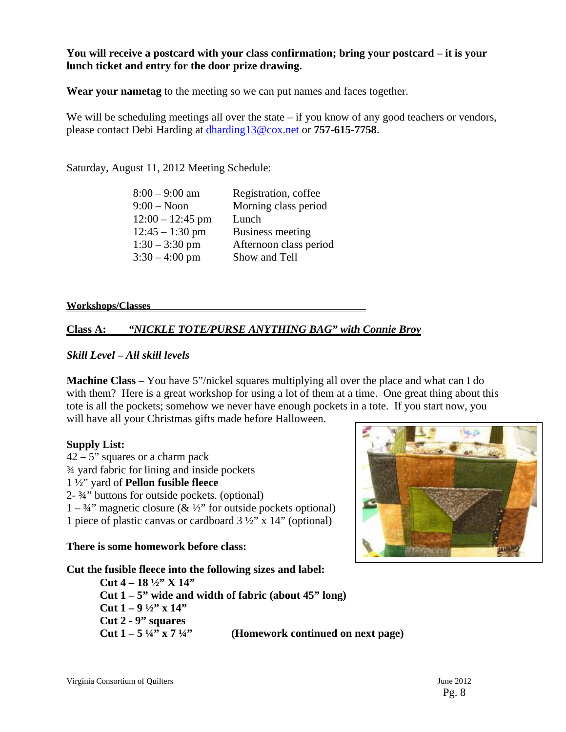**You will receive a postcard with your class confirmation; bring your postcard – it is your lunch ticket and entry for the door prize drawing.**

**Wear your nametag** to the meeting so we can put names and faces together.

We will be scheduling meetings all over the state – if you know of any good teachers or vendors, please contact Debi Harding at dharding13@cox.net or **757-615-7758**.

Saturday, August 11, 2012 Meeting Schedule:

| | |
|---|---|
| 8:00 – 9:00 am | Registration, coffee |
| 9:00 – Noon | Morning class period |
| 12:00 – 12:45 pm | Lunch |
| 12:45 – 1:30 pm | Business meeting |
| 1:30 – 3:30 pm | Afternoon class period |
| 3:30 – 4:00 pm | Show and Tell |

**Workshops/Classes**

## Class A: *"NICKLE TOTE/PURSE ANYTHING BAG" with Connie Broy*

***Skill Level – All skill levels***

**Machine Class** – You have 5"/nickel squares multiplying all over the place and what can I do with them? Here is a great workshop for using a lot of them at a time. One great thing about this tote is all the pockets; somehow we never have enough pockets in a tote. If you start now, you will have all your Christmas gifts made before Halloween.

**Supply List:**

42 – 5" squares or a charm pack
¾ yard fabric for lining and inside pockets
1 ½" yard of **Pellon fusible fleece**
2- ¾" buttons for outside pockets. (optional)
1 – ¾" magnetic closure (& ½" for outside pockets optional)
1 piece of plastic canvas or cardboard 3 ½" x 14" (optional)

**There is some homework before class:**

**Cut the fusible fleece into the following sizes and label:**

**Cut 4 – 18 ½" X 14"**
**Cut 1 – 5" wide and width of fabric (about 45" long)**
**Cut 1 – 9 ½" x 14"**
**Cut 2 - 9" squares**
**Cut 1 – 5 ¼" x 7 ¼"** **(Homework continued on next page)**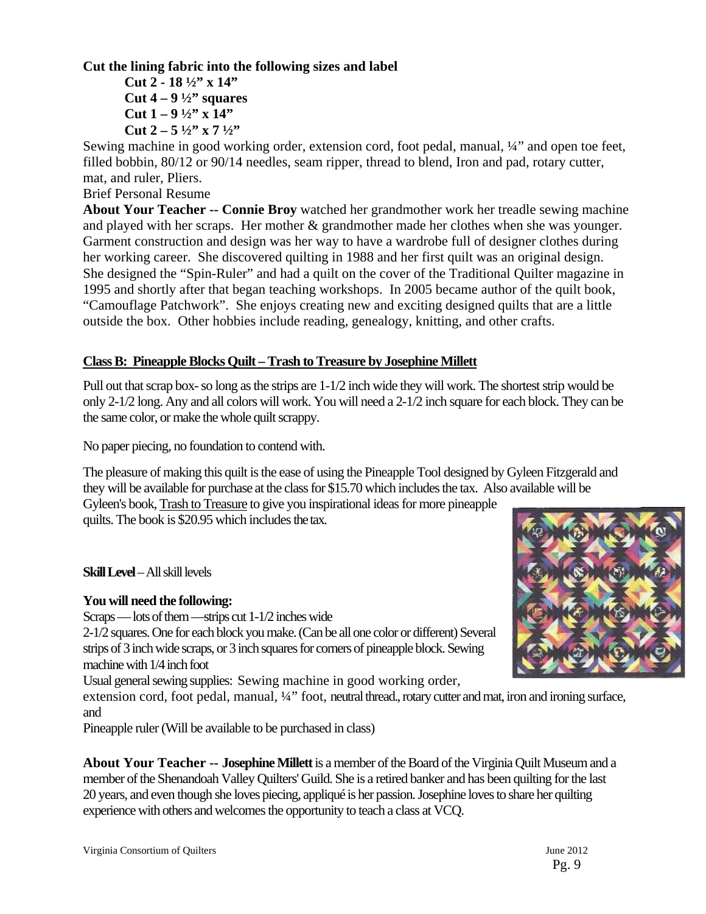**Cut the lining fabric into the following sizes and label**

**Cut 2 - 18 ½" x 14"**
**Cut 4 – 9 ½" squares**
**Cut 1 – 9 ½" x 14"**
**Cut 2 – 5 ½" x 7 ½"**

Sewing machine in good working order, extension cord, foot pedal, manual, ¼" and open toe feet, filled bobbin, 80/12 or 90/14 needles, seam ripper, thread to blend, Iron and pad, rotary cutter, mat, and ruler, Pliers.

Brief Personal Resume

**About Your Teacher -- Connie Broy** watched her grandmother work her treadle sewing machine and played with her scraps. Her mother & grandmother made her clothes when she was younger. Garment construction and design was her way to have a wardrobe full of designer clothes during her working career. She discovered quilting in 1988 and her first quilt was an original design. She designed the "Spin-Ruler" and had a quilt on the cover of the Traditional Quilter magazine in 1995 and shortly after that began teaching workshops. In 2005 became author of the quilt book, "Camouflage Patchwork". She enjoys creating new and exciting designed quilts that are a little outside the box. Other hobbies include reading, genealogy, knitting, and other crafts.

**Class B: Pineapple Blocks Quilt – Trash to Treasure by Josephine Millett**

Pull out that scrap box- so long as the strips are 1-1/2 inch wide they will work. The shortest strip would be only 2-1/2 long. Any and all colors will work. You will need a 2-1/2 inch square for each block. They can be the same color, or make the whole quilt scrappy.

No paper piecing, no foundation to contend with.

The pleasure of making this quilt is the ease of using the Pineapple Tool designed by Gyleen Fitzgerald and they will be available for purchase at the class for $15.70 which includes the tax. Also available will be Gyleen's book, Trash to Treasure to give you inspirational ideas for more pineapple quilts. The book is $20.95 which includes the tax.

**Skill Level** – All skill levels

**You will need the following:**

Scraps — lots of them — strips cut 1-1/2 inches wide

2-1/2 squares. One for each block you make. (Can be all one color or different) Several strips of 3 inch wide scraps, or 3 inch squares for corners of pineapple block. Sewing machine with 1/4 inch foot

Usual general sewing supplies: Sewing machine in good working order, extension cord, foot pedal, manual, ¼" foot, neutral thread., rotary cutter and mat, iron and ironing surface, and

Pineapple ruler (Will be available to be purchased in class)

**About Your Teacher -- Josephine Millett** is a member of the Board of the Virginia Quilt Museum and a member of the Shenandoah Valley Quilters' Guild. She is a retired banker and has been quilting for the last 20 years, and even though she loves piecing, appliqué is her passion. Josephine loves to share her quilting experience with others and welcomes the opportunity to teach a class at VCQ.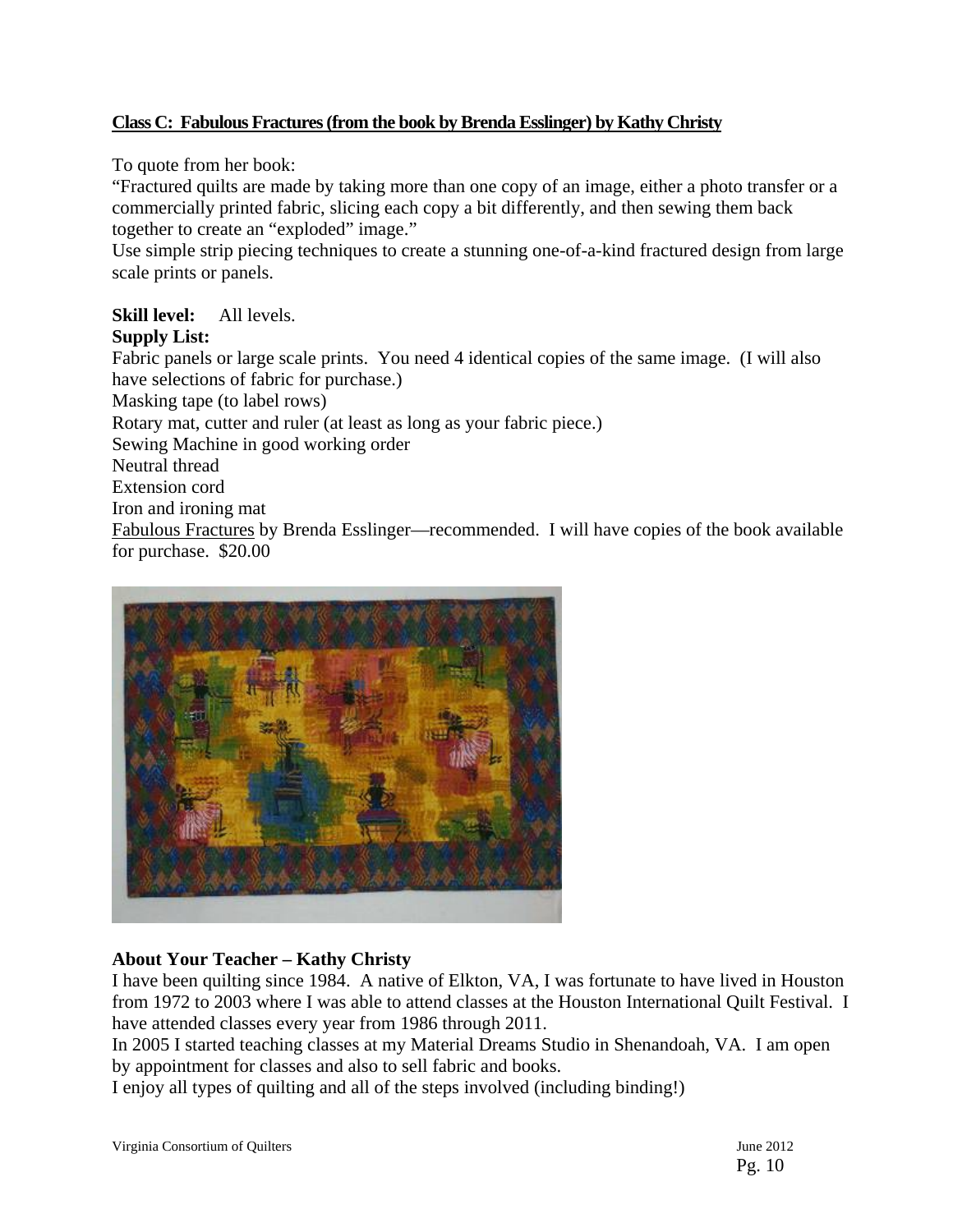**Class C: Fabulous Fractures (from the book by Brenda Esslinger) by Kathy Christy**

To quote from her book:
"Fractured quilts are made by taking more than one copy of an image, either a photo transfer or a commercially printed fabric, slicing each copy a bit differently, and then sewing them back together to create an "exploded" image."
Use simple strip piecing techniques to create a stunning one-of-a-kind fractured design from large scale prints or panels.

**Skill level:** All levels.
**Supply List:**
Fabric panels or large scale prints. You need 4 identical copies of the same image. (I will also have selections of fabric for purchase.)
Masking tape (to label rows)
Rotary mat, cutter and ruler (at least as long as your fabric piece.)
Sewing Machine in good working order
Neutral thread
Extension cord
Iron and ironing mat
Fabulous Fractures by Brenda Esslinger—recommended. I will have copies of the book available for purchase. $20.00

**About Your Teacher – Kathy Christy**
I have been quilting since 1984. A native of Elkton, VA, I was fortunate to have lived in Houston from 1972 to 2003 where I was able to attend classes at the Houston International Quilt Festival. I have attended classes every year from 1986 through 2011.
In 2005 I started teaching classes at my Material Dreams Studio in Shenandoah, VA. I am open by appointment for classes and also to sell fabric and books.
I enjoy all types of quilting and all of the steps involved (including binding!)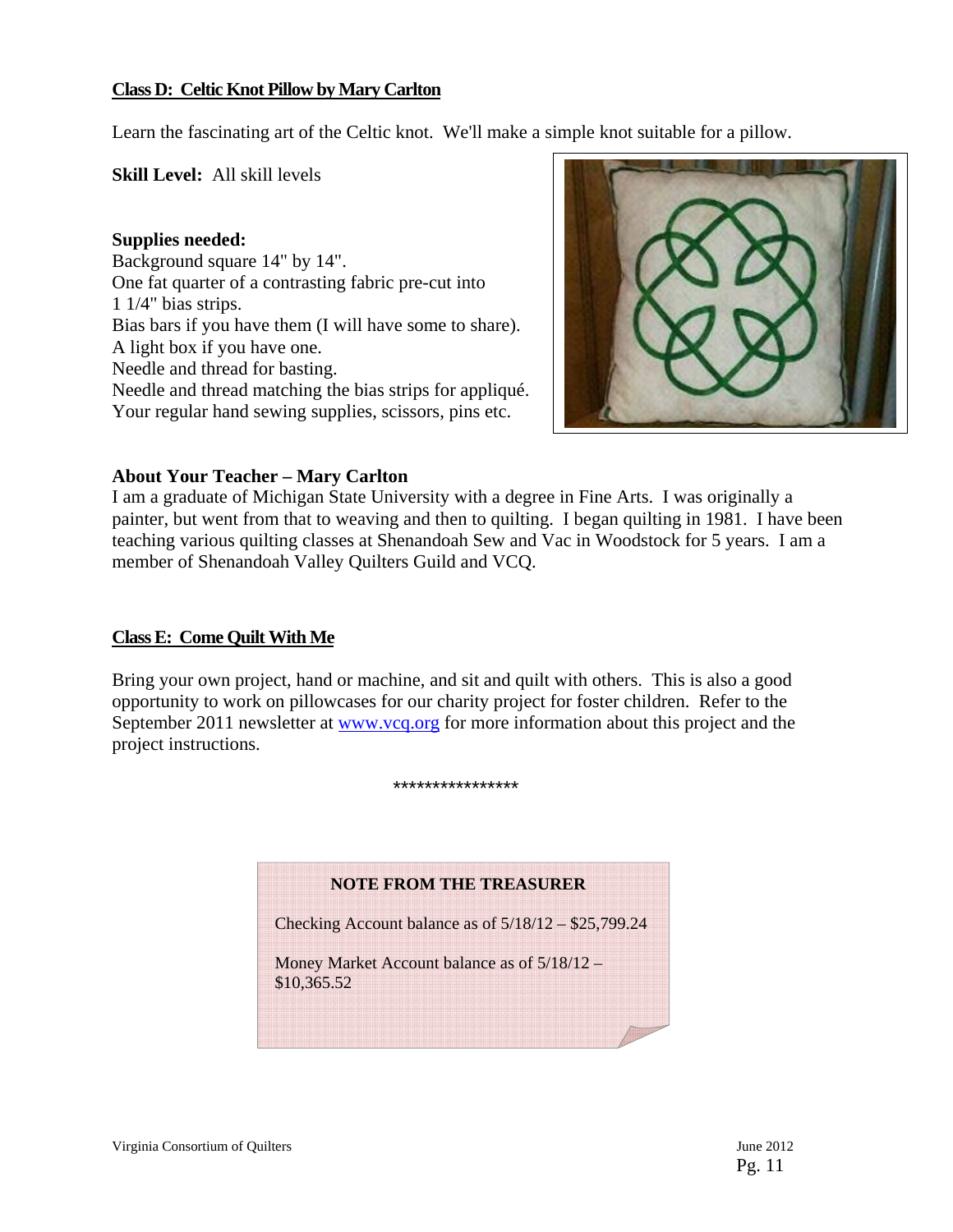**Class D: Celtic Knot Pillow by Mary Carlton**

Learn the fascinating art of the Celtic knot. We'll make a simple knot suitable for a pillow.

**Skill Level:** All skill levels

**Supplies needed:**
Background square 14" by 14".
One fat quarter of a contrasting fabric pre-cut into 1 1/4" bias strips.
Bias bars if you have them (I will have some to share).
A light box if you have one.
Needle and thread for basting.
Needle and thread matching the bias strips for appliqué.
Your regular hand sewing supplies, scissors, pins etc.

**About Your Teacher – Mary Carlton**
I am a graduate of Michigan State University with a degree in Fine Arts. I was originally a painter, but went from that to weaving and then to quilting. I began quilting in 1981. I have been teaching various quilting classes at Shenandoah Sew and Vac in Woodstock for 5 years. I am a member of Shenandoah Valley Quilters Guild and VCQ.

**Class E: Come Quilt With Me**

Bring your own project, hand or machine, and sit and quilt with others. This is also a good opportunity to work on pillowcases for our charity project for foster children. Refer to the September 2011 newsletter at www.vcq.org for more information about this project and the project instructions.

****************

**NOTE FROM THE TREASURER**

Checking Account balance as of 5/18/12 – $25,799.24

Money Market Account balance as of 5/18/12 – $10,365.52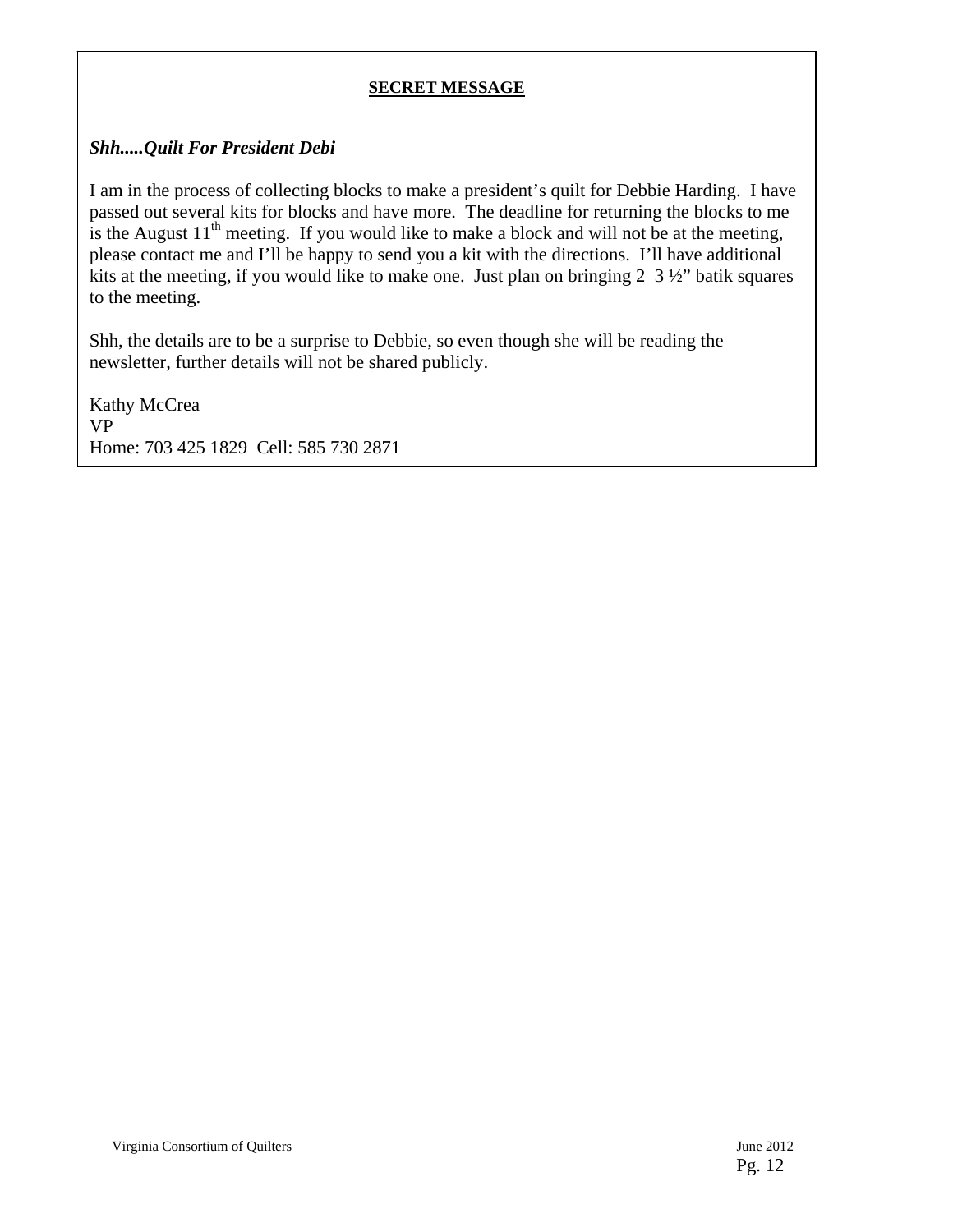## SECRET MESSAGE

***Shh.....Quilt For President Debi***

I am in the process of collecting blocks to make a president's quilt for Debbie Harding. I have passed out several kits for blocks and have more. The deadline for returning the blocks to me is the August 11th meeting. If you would like to make a block and will not be at the meeting, please contact me and I'll be happy to send you a kit with the directions. I'll have additional kits at the meeting, if you would like to make one. Just plan on bringing 2 3 ½" batik squares to the meeting.

Shh, the details are to be a surprise to Debbie, so even though she will be reading the newsletter, further details will not be shared publicly.

Kathy McCrea
VP
Home: 703 425 1829 Cell: 585 730 2871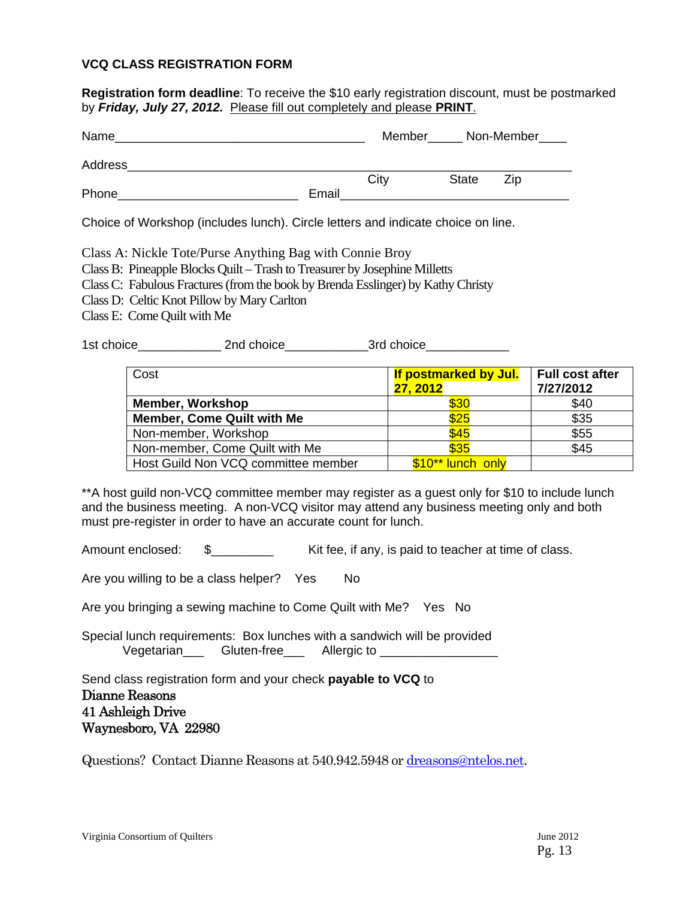## VCQ CLASS REGISTRATION FORM

**Registration form deadline**: To receive the $10 early registration discount, must be postmarked by ***Friday, July 27, 2012.*** Please fill out completely and please **PRINT**.

Name_____________________________________ Member_____ Non-Member____

Address_____________________________________________________________
City State Zip

Phone__________________________ Email__________________________________

Choice of Workshop (includes lunch). Circle letters and indicate choice on line.

Class A: Nickle Tote/Purse Anything Bag with Connie Broy
Class B: Pineapple Blocks Quilt – Trash to Treasurer by Josephine Milletts
Class C: Fabulous Fractures (from the book by Brenda Esslinger) by Kathy Christy
Class D: Celtic Knot Pillow by Mary Carlton
Class E: Come Quilt with Me

1st choice____________ 2nd choice____________3rd choice____________

| Cost | **If postmarked by Jul. 27, 2012** | **Full cost after 7/27/2012** |
|---|---|---|
| **Member, Workshop** | $30 | $40 |
| **Member, Come Quilt with Me** | $25 | $35 |
| Non-member, Workshop | $45 | $55 |
| Non-member, Come Quilt with Me | $35 | $45 |
| Host Guild Non VCQ committee member | $10** lunch only | |

**A host guild non-VCQ committee member may register as a guest only for $10 to include lunch and the business meeting. A non-VCQ visitor may attend any business meeting only and both must pre-register in order to have an accurate count for lunch.

Amount enclosed: $_________ Kit fee, if any, is paid to teacher at time of class.

Are you willing to be a class helper? Yes No

Are you bringing a sewing machine to Come Quilt with Me? Yes No

Special lunch requirements: Box lunches with a sandwich will be provided
Vegetarian___ Gluten-free___ Allergic to ________________

Send class registration form and your check **payable to VCQ** to
Dianne Reasons
41 Ashleigh Drive
Waynesboro, VA 22980

Questions? Contact Dianne Reasons at 540.942.5948 or dreasons@ntelos.net.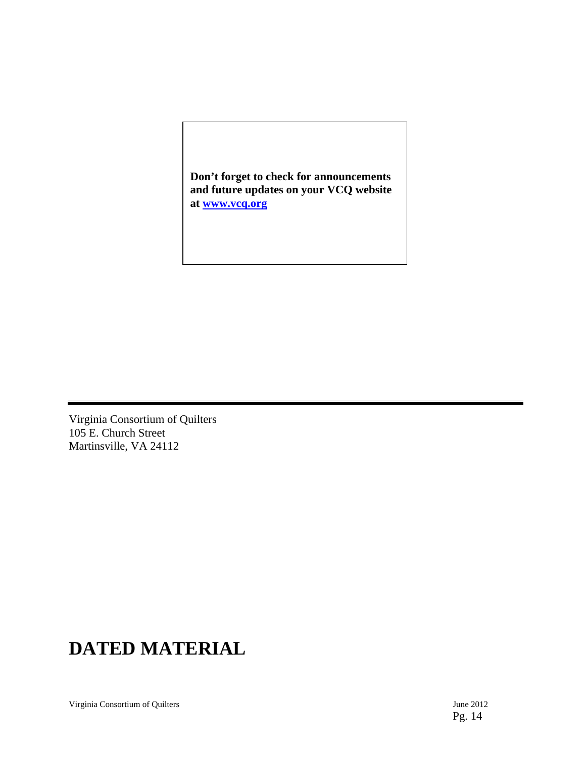**Don't forget to check for announcements and future updates on your VCQ website at [www.vcq.org](http://www.vcq.org)**

---

Virginia Consortium of Quilters
105 E. Church Street
Martinsville, VA 24112

# DATED MATERIAL